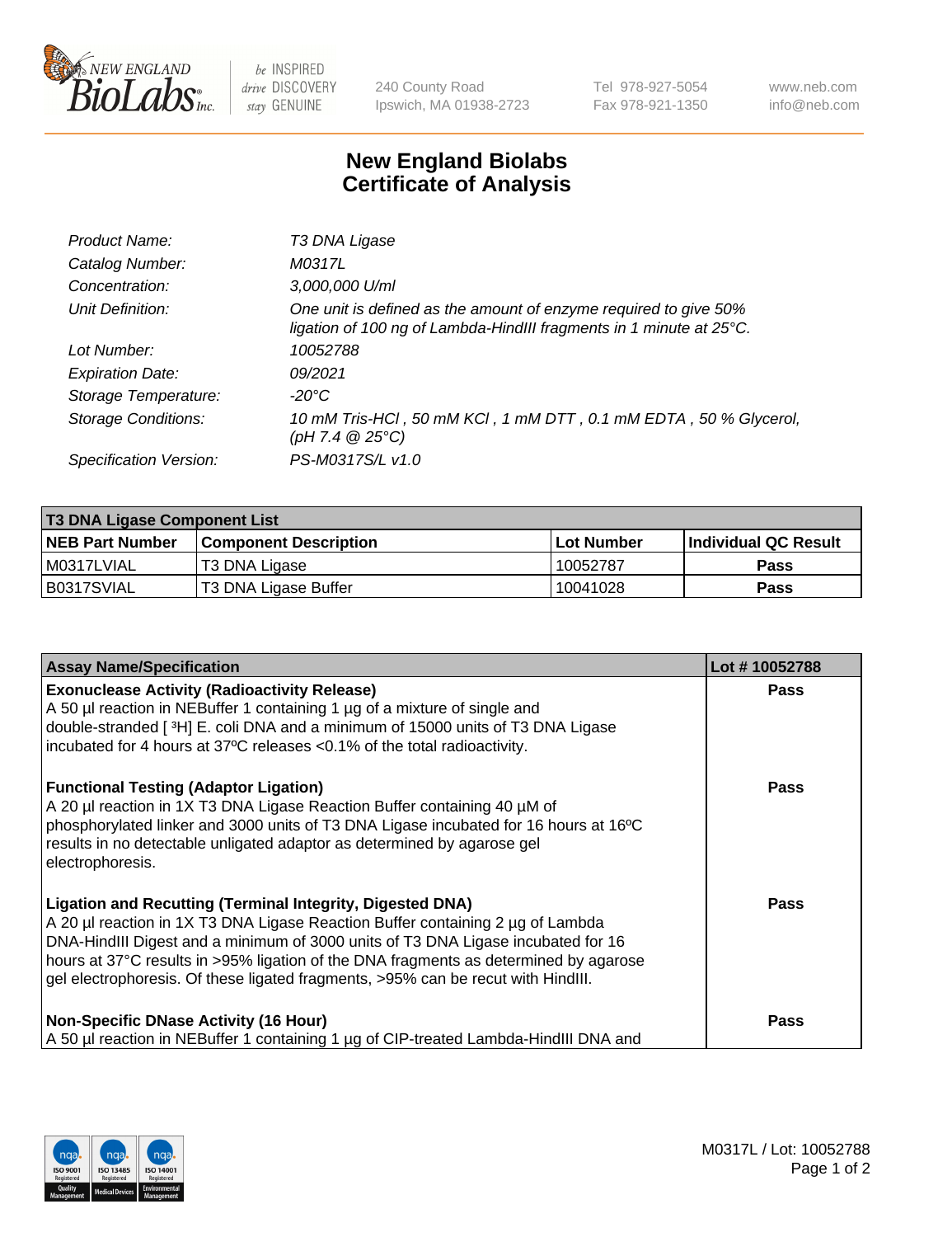# New England Biolabs Certificate of Analysis

| | |
|---|---|
| Product Name: | T3 DNA Ligase |
| Catalog Number: | M0317L |
| Concentration: | 3,000,000 U/ml |
| Unit Definition: | One unit is defined as the amount of enzyme required to give 50% ligation of 100 ng of Lambda-HindIII fragments in 1 minute at 25°C. |
| Lot Number: | 10052788 |
| Expiration Date: | 09/2021 |
| Storage Temperature: | -20°C |
| Storage Conditions: | 10 mM Tris-HCl , 50 mM KCl , 1 mM DTT , 0.1 mM EDTA , 50 % Glycerol, (pH 7.4 @ 25°C) |
| Specification Version: | PS-M0317S/L v1.0 |

| T3 DNA Ligase Component List | | | |
|---|---|---|---|
| **NEB Part Number** | **Component Description** | **Lot Number** | **Individual QC Result** |
| M0317LVIAL | T3 DNA Ligase | 10052787 | Pass |
| B0317SVIAL | T3 DNA Ligase Buffer | 10041028 | Pass |

| Assay Name/Specification | Lot # 10052788 |
|---|---|
| **Exonuclease Activity (Radioactivity Release)**<br>A 50 µl reaction in NEBuffer 1 containing 1 µg of a mixture of single and double-stranded [ ³H] E. coli DNA and a minimum of 15000 units of T3 DNA Ligase incubated for 4 hours at 37ºC releases <0.1% of the total radioactivity. | Pass |
| **Functional Testing (Adaptor Ligation)**<br>A 20 µl reaction in 1X T3 DNA Ligase Reaction Buffer containing 40 µM of phosphorylated linker and 3000 units of T3 DNA Ligase incubated for 16 hours at 16ºC results in no detectable unligated adaptor as determined by agarose gel electrophoresis. | Pass |
| **Ligation and Recutting (Terminal Integrity, Digested DNA)**<br>A 20 µl reaction in 1X T3 DNA Ligase Reaction Buffer containing 2 µg of Lambda DNA-HindIII Digest and a minimum of 3000 units of T3 DNA Ligase incubated for 16 hours at 37°C results in >95% ligation of the DNA fragments as determined by agarose gel electrophoresis. Of these ligated fragments, >95% can be recut with HindIII. | Pass |
| **Non-Specific DNase Activity (16 Hour)**<br>A 50 µl reaction in NEBuffer 1 containing 1 µg of CIP-treated Lambda-HindIII DNA and | Pass |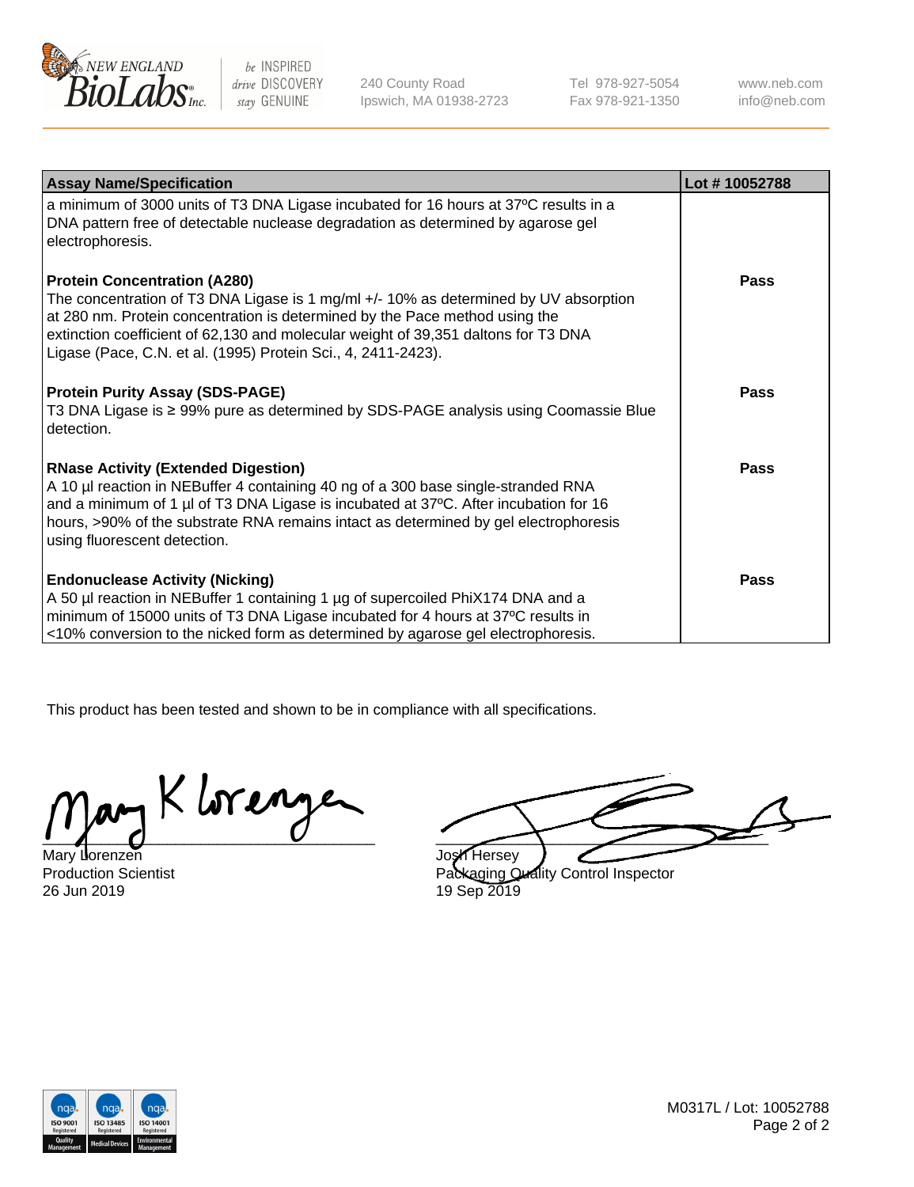240 County Road
Ipswich, MA 01938-2723

Tel 978-927-5054
Fax 978-921-1350

www.neb.com
info@neb.com

| Assay Name/Specification | Lot # 10052788 |
| --- | --- |
| a minimum of 3000 units of T3 DNA Ligase incubated for 16 hours at 37ºC results in a DNA pattern free of detectable nuclease degradation as determined by agarose gel electrophoresis. | |
| **Protein Concentration (A280)**<br>The concentration of T3 DNA Ligase is 1 mg/ml +/- 10% as determined by UV absorption at 280 nm. Protein concentration is determined by the Pace method using the extinction coefficient of 62,130 and molecular weight of 39,351 daltons for T3 DNA Ligase (Pace, C.N. et al. (1995) Protein Sci., 4, 2411-2423). | **Pass** |
| **Protein Purity Assay (SDS-PAGE)**<br>T3 DNA Ligase is ≥ 99% pure as determined by SDS-PAGE analysis using Coomassie Blue detection. | **Pass** |
| **RNase Activity (Extended Digestion)**<br>A 10 µl reaction in NEBuffer 4 containing 40 ng of a 300 base single-stranded RNA and a minimum of 1 µl of T3 DNA Ligase is incubated at 37ºC. After incubation for 16 hours, >90% of the substrate RNA remains intact as determined by gel electrophoresis using fluorescent detection. | **Pass** |
| **Endonuclease Activity (Nicking)**<br>A 50 µl reaction in NEBuffer 1 containing 1 µg of supercoiled PhiX174 DNA and a minimum of 15000 units of T3 DNA Ligase incubated for 4 hours at 37ºC results in <10% conversion to the nicked form as determined by agarose gel electrophoresis. | **Pass** |

This product has been tested and shown to be in compliance with all specifications.

Mary Lorenzen
Production Scientist
26 Jun 2019

Josh Hersey
Packaging Quality Control Inspector
19 Sep 2019

M0317L / Lot: 10052788